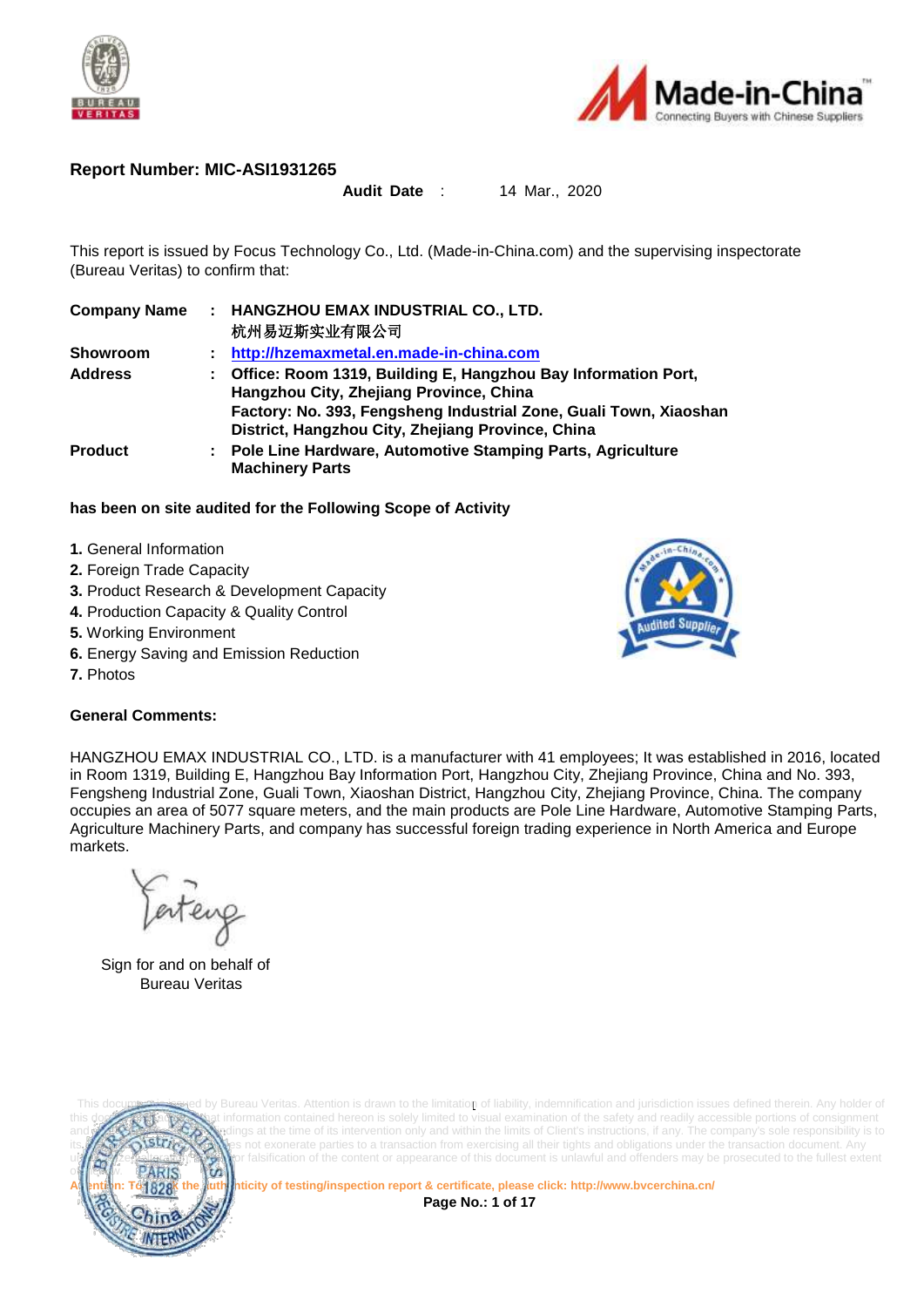**Report Number: MIC-ASI1931265**

**Audit Date** : 14 Mar., 2020

This report is issued by Focus Technology Co., Ltd. (Made-in-China.com) and the supervising inspectorate (Bureau Veritas) to confirm that:

| | | |
|---|---|---|
| **Company Name** | : | **HANGZHOU EMAX INDUSTRIAL CO., LTD.** 杭州易迈斯实业有限公司 |
| **Showroom** | : | **http://hzemaxmetal.en.made-in-china.com** |
| **Address** | : | **Office: Room 1319, Building E, Hangzhou Bay Information Port, Hangzhou City, Zhejiang Province, China** **Factory: No. 393, Fengsheng Industrial Zone, Guali Town, Xiaoshan District, Hangzhou City, Zhejiang Province, China** |
| **Product** | : | **Pole Line Hardware, Automotive Stamping Parts, Agriculture Machinery Parts** |

**has been on site audited for the Following Scope of Activity**

**1.** General Information
**2.** Foreign Trade Capacity
**3.** Product Research & Development Capacity
**4.** Production Capacity & Quality Control
**5.** Working Environment
**6.** Energy Saving and Emission Reduction
**7.** Photos

**General Comments:**

HANGZHOU EMAX INDUSTRIAL CO., LTD. is a manufacturer with 41 employees; It was established in 2016, located in Room 1319, Building E, Hangzhou Bay Information Port, Hangzhou City, Zhejiang Province, China and No. 393, Fengsheng Industrial Zone, Guali Town, Xiaoshan District, Hangzhou City, Zhejiang Province, China. The company occupies an area of 5077 square meters, and the main products are Pole Line Hardware, Automotive Stamping Parts, Agriculture Machinery Parts, and company has successful foreign trading experience in North America and Europe markets.

Sign for and on behalf of
Bureau Veritas

This document is issued by Bureau Veritas. Attention is drawn to the limitation of liability, indemnification and jurisdiction issues defined therein. Any holder of this document is advised that information contained hereon is solely limited to visual examination of the safety and readily accessible portions of consignment and reflects the findings at the time of its intervention only and within the limits of Client's instructions, if any. The company's sole responsibility is to its Client and this document does not exonerate parties to a transaction from exercising all their rights and obligations under the transaction document. Any unauthorized alteration, forgery or falsification of the content or appearance of this document is unlawful and offenders may be prosecuted to the fullest extent of the law.

Attention: To check the authenticity of testing/inspection report & certificate, please click: http://www.bvcerchina.cn/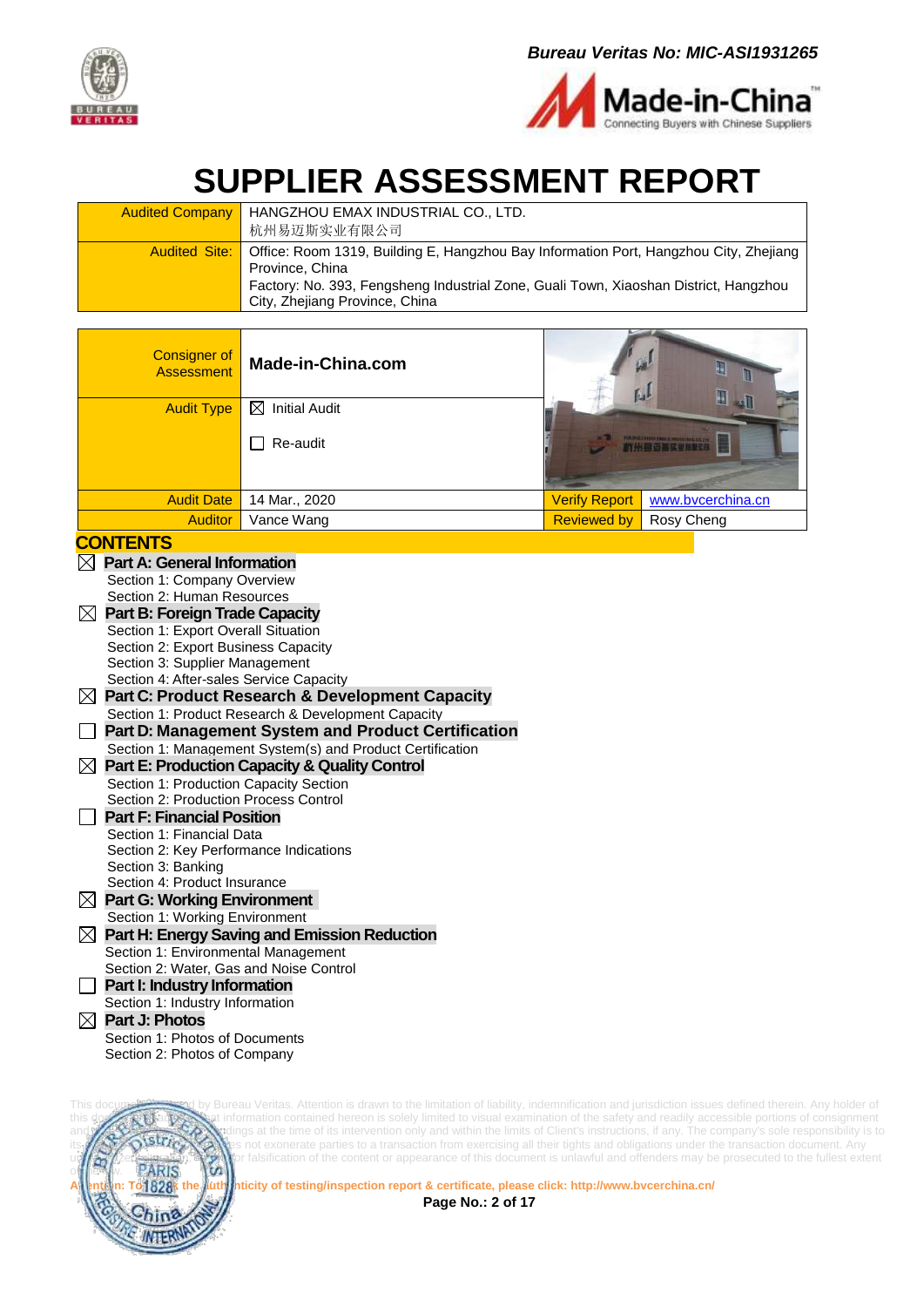Bureau Veritas No: MIC-ASI1931265

# SUPPLIER ASSESSMENT REPORT

| | |
|---|---|
| Audited Company | HANGZHOU EMAX INDUSTRIAL CO., LTD.<br>杭州易迈斯实业有限公司 |
| Audited Site: | Office: Room 1319, Building E, Hangzhou Bay Information Port, Hangzhou City, Zhejiang Province, China<br>Factory: No. 393, Fengsheng Industrial Zone, Guali Town, Xiaoshan District, Hangzhou City, Zhejiang Province, China |

| | | | |
|---|---|---|---|
| Consigner of Assessment | Made-in-China.com | | |
| Audit Type | ☒ Initial Audit<br>☐ Re-audit | | |
| Audit Date | 14 Mar., 2020 | Verify Report | www.bvcerchina.cn |
| Auditor | Vance Wang | Reviewed by | Rosy Cheng |

## CONTENTS

- ☒ **Part A: General Information**
  - Section 1: Company Overview
  - Section 2: Human Resources
- ☒ **Part B: Foreign Trade Capacity**
  - Section 1: Export Overall Situation
  - Section 2: Export Business Capacity
  - Section 3: Supplier Management
  - Section 4: After-sales Service Capacity
- ☒ **Part C: Product Research & Development Capacity**
  - Section 1: Product Research & Development Capacity
- ☐ **Part D: Management System and Product Certification**
  - Section 1: Management System(s) and Product Certification
- ☒ **Part E: Production Capacity & Quality Control**
  - Section 1: Production Capacity Section
  - Section 2: Production Process Control
- ☐ **Part F: Financial Position**
  - Section 1: Financial Data
  - Section 2: Key Performance Indications
  - Section 3: Banking
  - Section 4: Product Insurance
- ☒ **Part G: Working Environment**
  - Section 1: Working Environment
- ☒ **Part H: Energy Saving and Emission Reduction**
  - Section 1: Environmental Management
  - Section 2: Water, Gas and Noise Control
- ☐ **Part I: Industry Information**
  - Section 1: Industry Information
- ☒ **Part J: Photos**
  - Section 1: Photos of Documents
  - Section 2: Photos of Company

This document is issued by Bureau Veritas. Attention is drawn to the limitation of liability, indemnification and jurisdiction issues defined therein. Any holder of this document is advised that information contained hereon is solely limited to visual examination of the safety and readily accessible portions of consignment and reflects findings at the time of its intervention only and within the limits of Client's instructions, if any. The company's sole responsibility is to its Client and this document does not exonerate parties to a transaction from exercising all their rights and obligations under the transaction document. Any unauthorized alteration, forgery or falsification of the content or appearance of this document is unlawful and offenders may be prosecuted to the fullest extent of the law.

Attention: To check the authenticity of testing/inspection report & certificate, please click: http://www.bvcerchina.cn/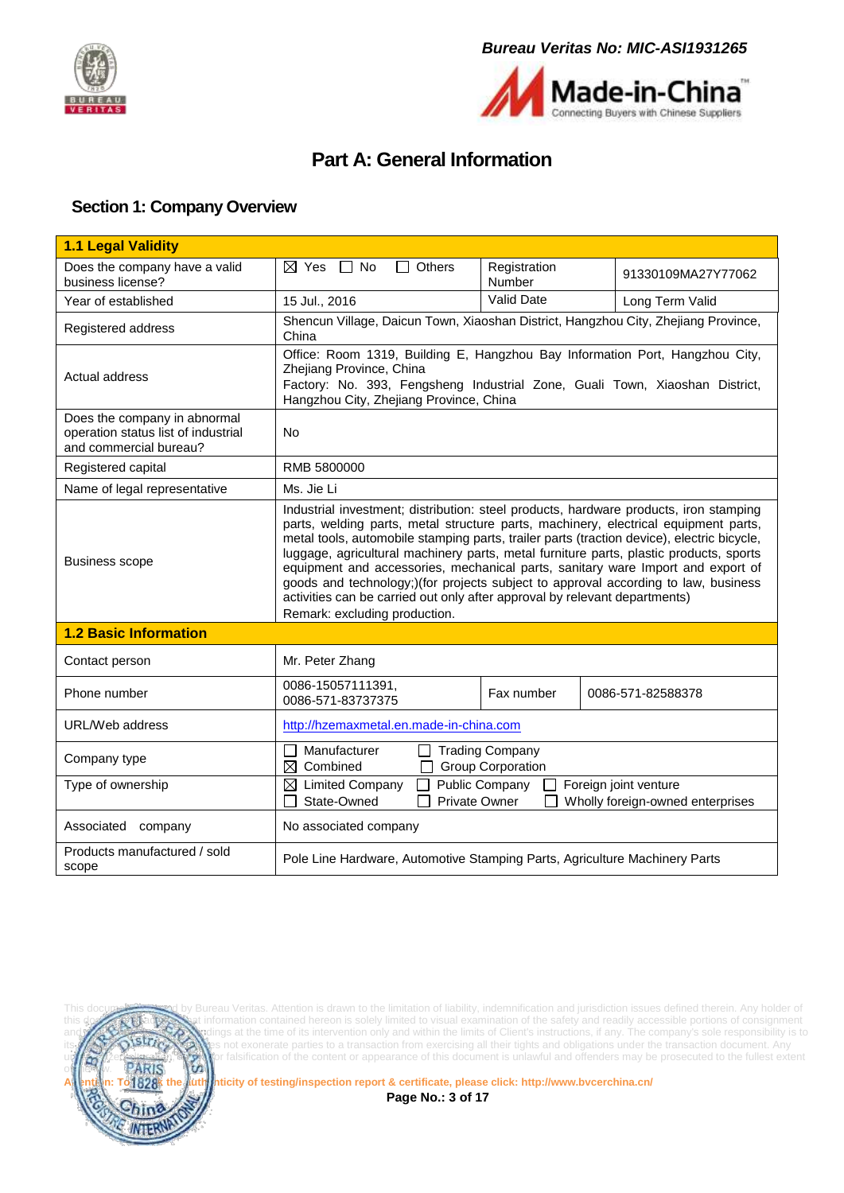# Part A: General Information

## Section 1: Company Overview

| **1.1 Legal Validity** | | | |
|---|---|---|---|
| Does the company have a valid business license? | ☒ Yes ☐ No ☐ Others | Registration Number | 91330109MA27Y77062 |
| Year of established | 15 Jul., 2016 | Valid Date | Long Term Valid |
| Registered address | Shencun Village, Daicun Town, Xiaoshan District, Hangzhou City, Zhejiang Province, China | | |
| Actual address | Office: Room 1319, Building E, Hangzhou Bay Information Port, Hangzhou City, Zhejiang Province, China<br>Factory: No. 393, Fengsheng Industrial Zone, Guali Town, Xiaoshan District, Hangzhou City, Zhejiang Province, China | | |
| Does the company in abnormal operation status list of industrial and commercial bureau? | No | | |
| Registered capital | RMB 5800000 | | |
| Name of legal representative | Ms. Jie Li | | |
| Business scope | Industrial investment; distribution: steel products, hardware products, iron stamping parts, welding parts, metal structure parts, machinery, electrical equipment parts, metal tools, automobile stamping parts, trailer parts (traction device), electric bicycle, luggage, agricultural machinery parts, metal furniture parts, plastic products, sports equipment and accessories, mechanical parts, sanitary ware Import and export of goods and technology;)(for projects subject to approval according to law, business activities can be carried out only after approval by relevant departments)<br>Remark: excluding production. | | |
| **1.2 Basic Information** | | | |
| Contact person | Mr. Peter Zhang | | |
| Phone number | 0086-15057111391,<br>0086-571-83737375 | Fax number | 0086-571-82588378 |
| URL/Web address | http://hzemaxmetal.en.made-in-china.com | | |
| Company type | ☐ Manufacturer ☐ Trading Company<br>☒ Combined ☐ Group Corporation | | |
| Type of ownership | ☒ Limited Company ☐ Public Company ☐ Foreign joint venture<br>☐ State-Owned ☐ Private Owner ☐ Wholly foreign-owned enterprises | | |
| Associated company | No associated company | | |
| Products manufactured / sold scope | Pole Line Hardware, Automotive Stamping Parts, Agriculture Machinery Parts | | |

This document is issued by Bureau Veritas. Attention is drawn to the limitation of liability, indemnification and jurisdiction issues defined therein. Any holder of this document is advised that information contained hereon is solely limited to visual examination of the safety and readily accessible portions of consignment and reflects the Company's findings at the time of its intervention only and within the limits of Client's instructions, if any. The company's sole responsibility is to its Client and this document does not exonerate parties to a transaction from exercising all their rights and obligations under the transaction document. Any unauthorized alteration, forgery or falsification of the content or appearance of this document is unlawful and offenders may be prosecuted to the fullest extent of the law.

Attention: To check the authenticity of testing/inspection report & certificate, please click: http://www.bvcerchina.cn/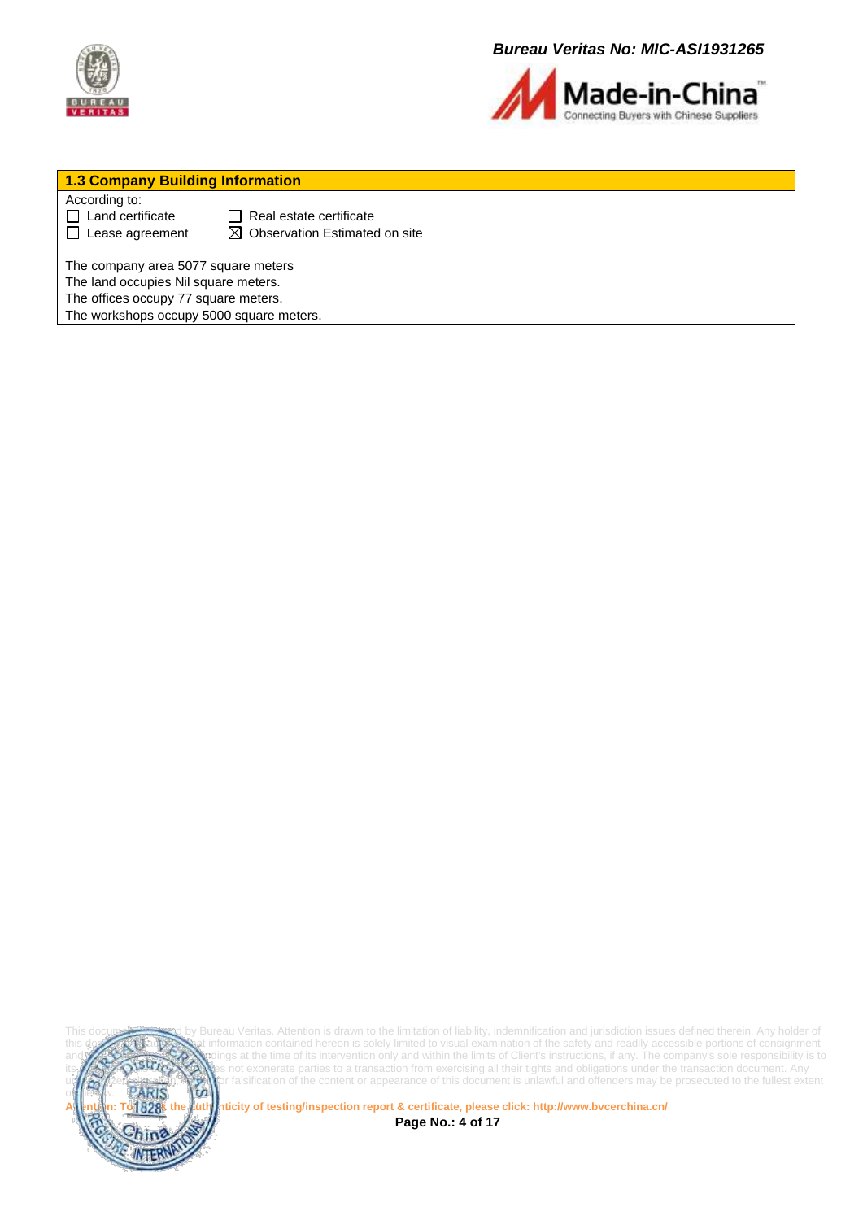## 1.3 Company Building Information

According to:

- ☐ Land certificate ☐ Real estate certificate
- ☐ Lease agreement ☒ Observation Estimated on site

The company area 5077 square meters
The land occupies Nil square meters.
The offices occupy 77 square meters.
The workshops occupy 5000 square meters.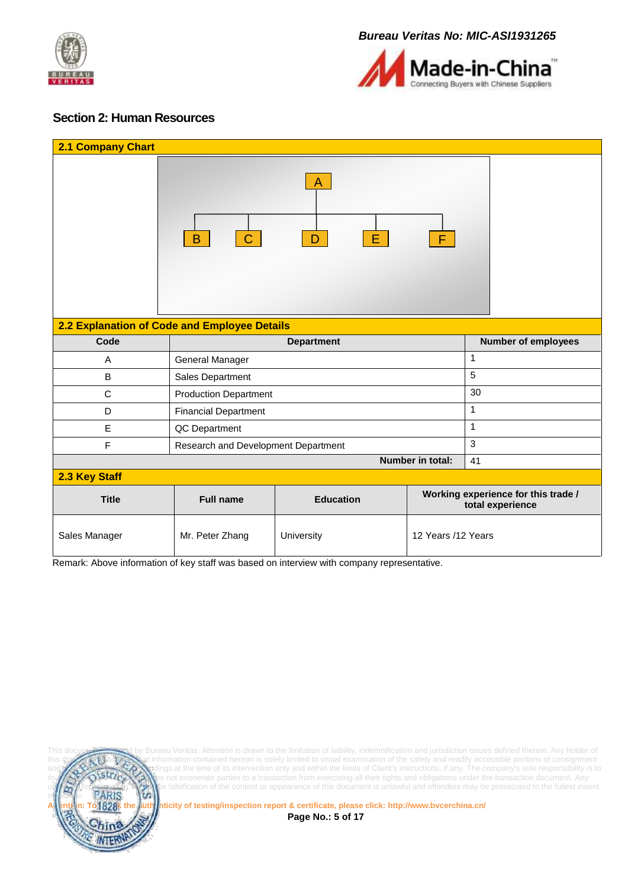## Section 2: Human Resources

### 2.1 Company Chart

A

B C D E F

### 2.2 Explanation of Code and Employee Details

| Code | Department | Number of employees |
|---|---|---|
| A | General Manager | 1 |
| B | Sales Department | 5 |
| C | Production Department | 30 |
| D | Financial Department | 1 |
| E | QC Department | 1 |
| F | Research and Development Department | 3 |
| | **Number in total:** | 41 |

### 2.3 Key Staff

| Title | Full name | Education | Working experience for this trade / total experience |
|---|---|---|---|
| Sales Manager | Mr. Peter Zhang | University | 12 Years /12 Years |

Remark: Above information of key staff was based on interview with company representative.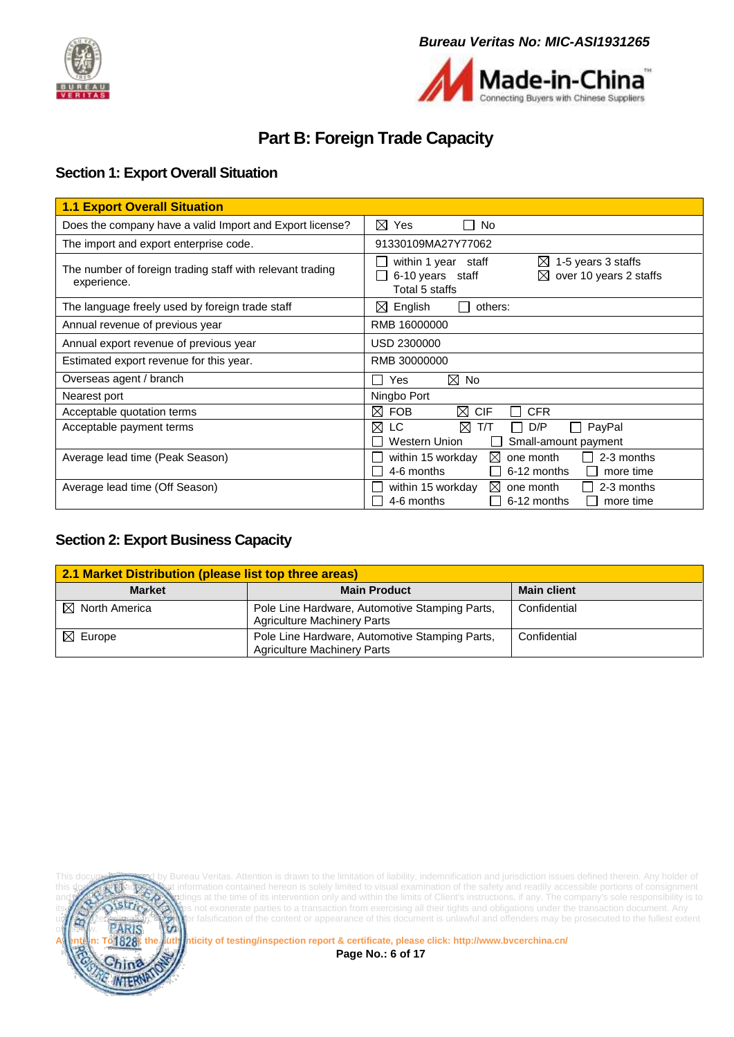# Part B: Foreign Trade Capacity

## Section 1: Export Overall Situation

| 1.1 Export Overall Situation | |
|---|---|
| Does the company have a valid Import and Export license? | ☒ Yes ☐ No |
| The import and export enterprise code. | 91330109MA27Y77062 |
| The number of foreign trading staff with relevant trading experience. | ☐ within 1 year staff ☒ 1-5 years 3 staffs ☐ 6-10 years staff ☒ over 10 years 2 staffs Total 5 staffs |
| The language freely used by foreign trade staff | ☒ English ☐ others: |
| Annual revenue of previous year | RMB 16000000 |
| Annual export revenue of previous year | USD 2300000 |
| Estimated export revenue for this year. | RMB 30000000 |
| Overseas agent / branch | ☐ Yes ☒ No |
| Nearest port | Ningbo Port |
| Acceptable quotation terms | ☒ FOB ☒ CIF ☐ CFR |
| Acceptable payment terms | ☒ LC ☒ T/T ☐ D/P ☐ PayPal ☐ Western Union ☐ Small-amount payment |
| Average lead time (Peak Season) | ☐ within 15 workday ☒ one month ☐ 2-3 months ☐ 4-6 months ☐ 6-12 months ☐ more time |
| Average lead time (Off Season) | ☐ within 15 workday ☒ one month ☐ 2-3 months ☐ 4-6 months ☐ 6-12 months ☐ more time |

## Section 2: Export Business Capacity

| 2.1 Market Distribution (please list top three areas) | | |
|---|---|---|
| **Market** | **Main Product** | **Main client** |
| ☒ North America | Pole Line Hardware, Automotive Stamping Parts, Agriculture Machinery Parts | Confidential |
| ☒ Europe | Pole Line Hardware, Automotive Stamping Parts, Agriculture Machinery Parts | Confidential |

This document is issued by Bureau Veritas. Attention is drawn to the limitation of liability, indemnification and jurisdiction issues defined therein. Any holder of this document is advised that information contained hereon is solely limited to visual examination of the safety and readily accessible portions of consignment and reflects the findings at the time of its intervention only and within the limits of Client's instructions, if any. The company's sole responsibility is to its Client and this document does not exonerate parties to a transaction from exercising all their rights and obligations under the transaction document. Any unauthorized alteration, forgery or falsification of the content or appearance of this document is unlawful and offenders may be prosecuted to the fullest extent of the law.

**Attention: To check the authenticity of testing/inspection report & certificate, please click: http://www.bvcerchina.cn/**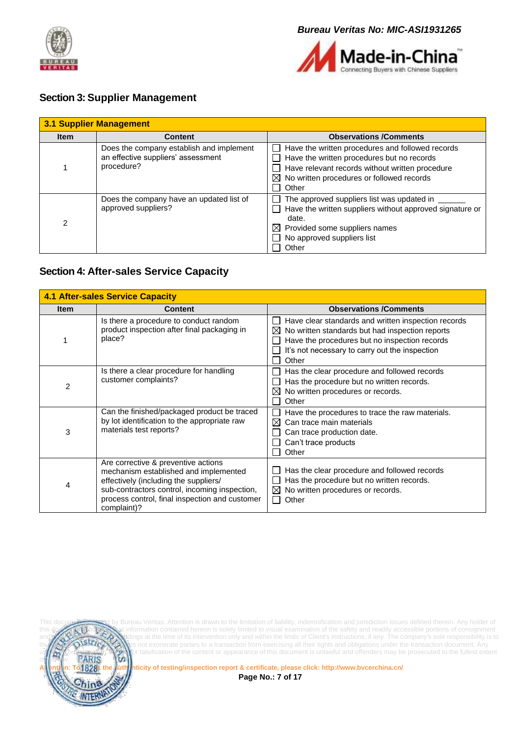## Section 3: Supplier Management

| 3.1 Supplier Management | | |
|---|---|---|
| **Item** | **Content** | **Observations /Comments** |
| 1 | Does the company establish and implement an effective suppliers' assessment procedure? | ☐ Have the written procedures and followed records<br>☐ Have the written procedures but no records<br>☐ Have relevant records without written procedure<br>☒ No written procedures or followed records<br>☐ Other |
| 2 | Does the company have an updated list of approved suppliers? | ☐ The approved suppliers list was updated in ______<br>☐ Have the written suppliers without approved signature or date.<br>☒ Provided some suppliers names<br>☐ No approved suppliers list<br>☐ Other |

## Section 4: After-sales Service Capacity

| 4.1 After-sales Service Capacity | | |
|---|---|---|
| **Item** | **Content** | **Observations /Comments** |
| 1 | Is there a procedure to conduct random product inspection after final packaging in place? | ☐ Have clear standards and written inspection records<br>☒ No written standards but had inspection reports<br>☐ Have the procedures but no inspection records<br>☐ It's not necessary to carry out the inspection<br>☐ Other |
| 2 | Is there a clear procedure for handling customer complaints? | ☐ Has the clear procedure and followed records<br>☐ Has the procedure but no written records.<br>☒ No written procedures or records.<br>☐ Other |
| 3 | Can the finished/packaged product be traced by lot identification to the appropriate raw materials test reports? | ☐ Have the procedures to trace the raw materials.<br>☒ Can trace main materials<br>☐ Can trace production date.<br>☐ Can't trace products<br>☐ Other |
| 4 | Are corrective & preventive actions mechanism established and implemented effectively (including the suppliers/ sub-contractors control, incoming inspection, process control, final inspection and customer complaint)? | ☐ Has the clear procedure and followed records<br>☐ Has the procedure but no written records.<br>☒ No written procedures or records.<br>☐ Other |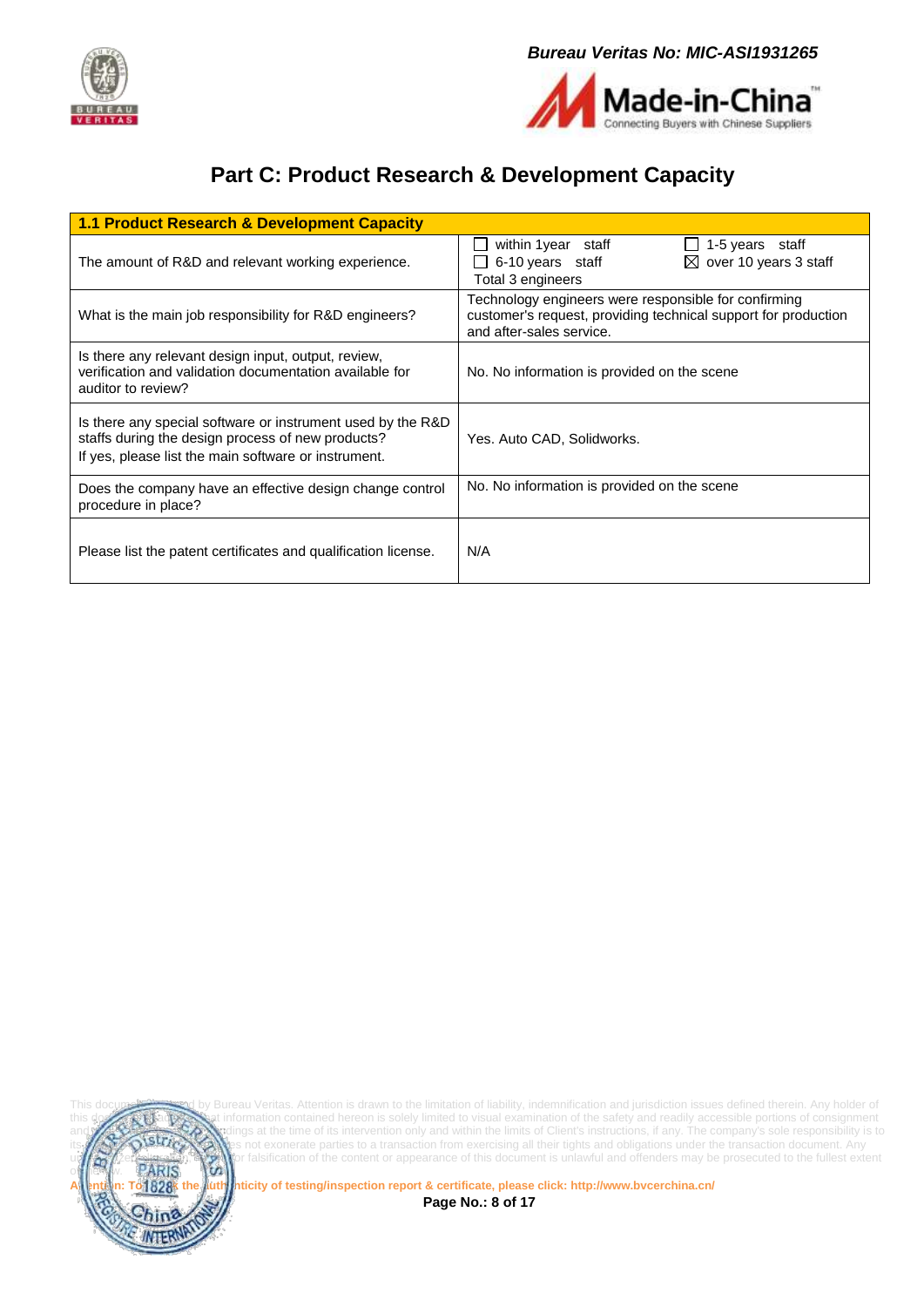## Part C: Product Research & Development Capacity

| 1.1 Product Research & Development Capacity | |
|---|---|
| The amount of R&D and relevant working experience. | ☐ within 1year staff ☐ 1-5 years staff ☐ 6-10 years staff ☒ over 10 years 3 staff Total 3 engineers |
| What is the main job responsibility for R&D engineers? | Technology engineers were responsible for confirming customer's request, providing technical support for production and after-sales service. |
| Is there any relevant design input, output, review, verification and validation documentation available for auditor to review? | No. No information is provided on the scene |
| Is there any special software or instrument used by the R&D staffs during the design process of new products? If yes, please list the main software or instrument. | Yes. Auto CAD, Solidworks. |
| Does the company have an effective design change control procedure in place? | No. No information is provided on the scene |
| Please list the patent certificates and qualification license. | N/A |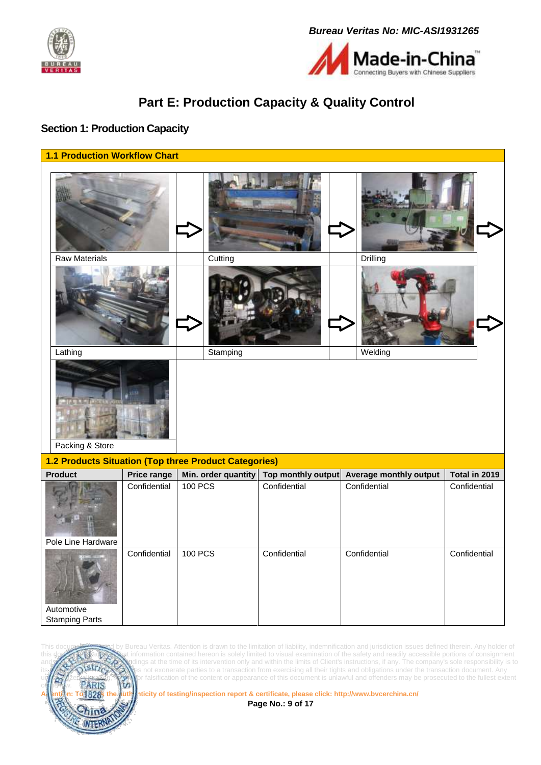# Part E: Production Capacity & Quality Control

## Section 1: Production Capacity

### 1.1 Production Workflow Chart

Raw Materials → Cutting → Drilling → Lathing → Stamping → Welding → Packing & Store

### 1.2 Products Situation (Top three Product Categories)

| Product | Price range | Min. order quantity | Top monthly output | Average monthly output | Total in 2019 |
|---|---|---|---|---|---|
| Pole Line Hardware | Confidential | 100 PCS | Confidential | Confidential | Confidential |
| Automotive Stamping Parts | Confidential | 100 PCS | Confidential | Confidential | Confidential |

This document is issued by Bureau Veritas. Attention is drawn to the limitation of liability, indemnification and jurisdiction issues defined therein. Any holder of this document is advised that information contained hereon is solely limited to visual examination of the safety and readily accessible portions of consignment and reflects the findings at the time of its intervention only and within the limits of Client's instructions, if any. The company's sole responsibility is to its Client and this document does not exonerate parties to a transaction from exercising all their rights and obligations under the transaction document. Any unauthorized alteration, forgery or falsification of the content or appearance of this document is unlawful and offenders may be prosecuted to the fullest extent of the law.

Attention: To check the authenticity of testing/inspection report & certificate, please click: http://www.bvcerchina.cn/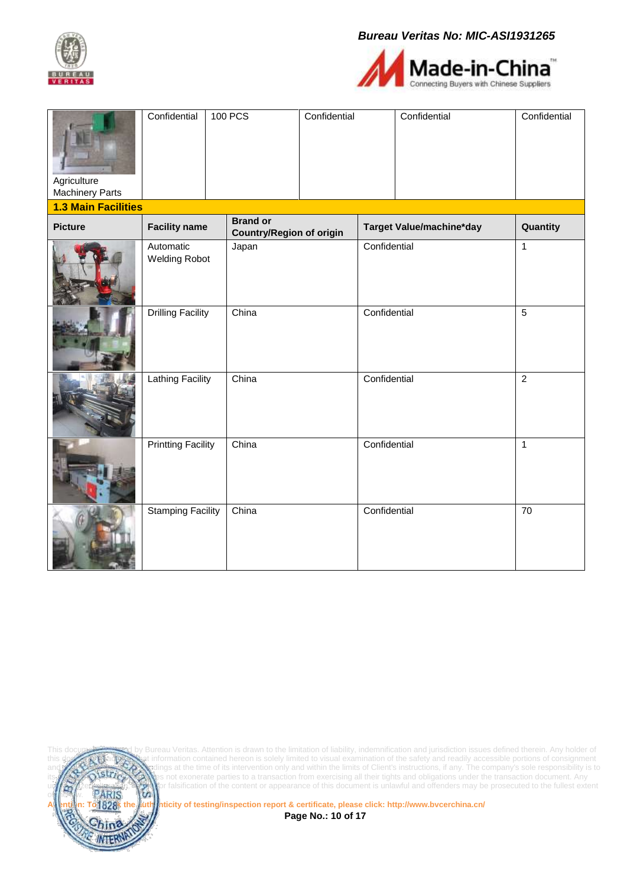| Picture | | | | | |
|---|---|---|---|---|---|
| Agriculture Machinery Parts | Confidential | 100 PCS | Confidential | Confidential | Confidential |

**1.3 Main Facilities**

| Picture | Facility name | Brand or Country/Region of origin | Target Value/machine*day | Quantity |
|---|---|---|---|---|
| | Automatic Welding Robot | Japan | Confidential | 1 |
| | Drilling Facility | China | Confidential | 5 |
| | Lathing Facility | China | Confidential | 2 |
| | Printting Facility | China | Confidential | 1 |
| | Stamping Facility | China | Confidential | 70 |

This document is issued by Bureau Veritas. Attention is drawn to the limitation of liability, indemnification and jurisdiction issues defined therein. Any holder of this document is advised that information contained hereon is solely limited to visual examination of the safety and readily accessible portions of consignment and reflects the findings at the time of its intervention only and within the limits of Client's instructions, if any. The company's sole responsibility is to its Client and this document does not exonerate parties to a transaction from exercising all their tights and obligations under the transaction document. Any unauthorized alteration, forgery or falsification of the content or appearance of this document is unlawful and offenders may be prosecuted to the fullest extent of the law.

Attention: To check the authenticity of testing/inspection report & certificate, please click: http://www.bvcerchina.cn/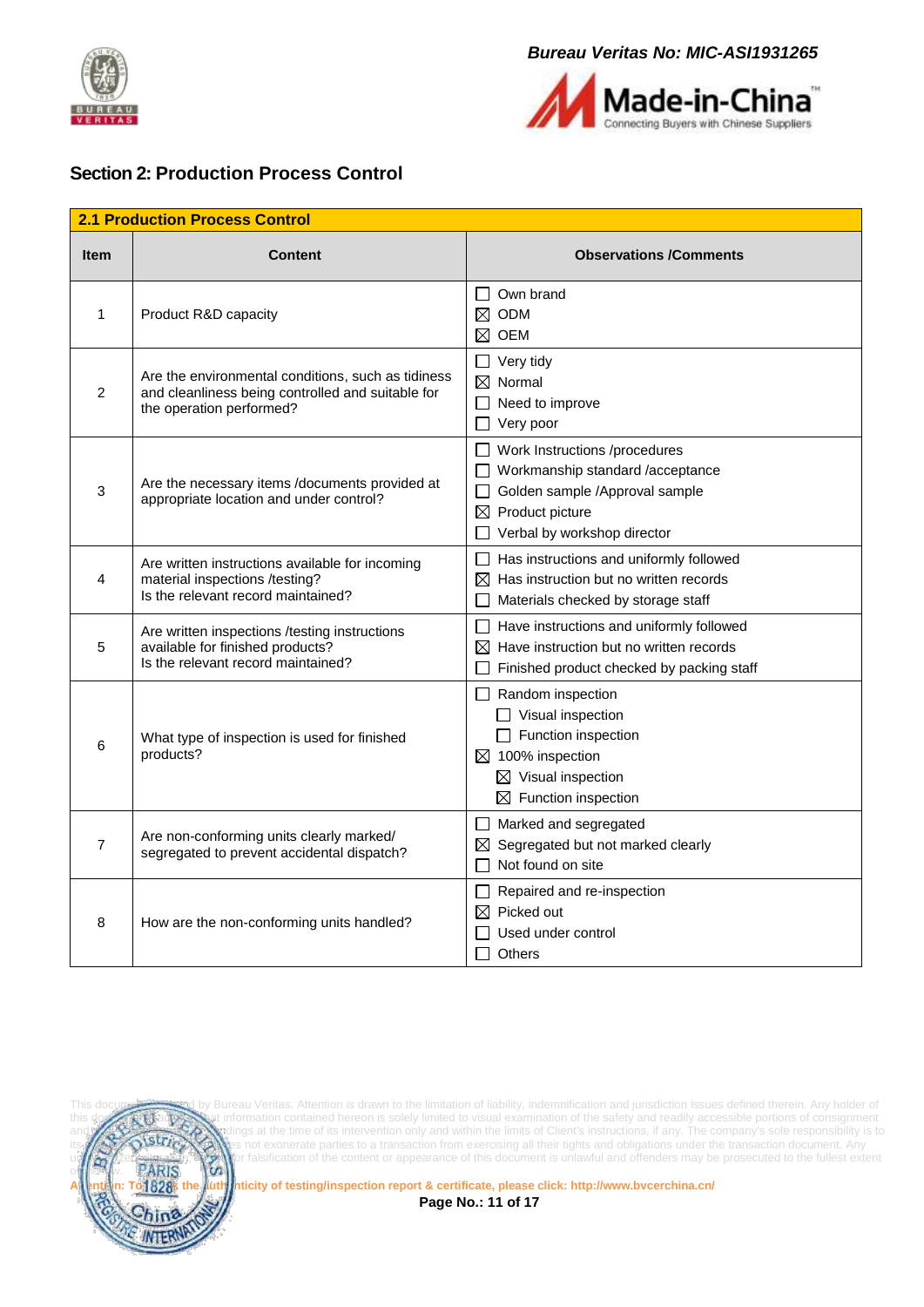## Section 2: Production Process Control

| 2.1 Production Process Control | | |
|---|---|---|
| **Item** | **Content** | **Observations /Comments** |
| 1 | Product R&D capacity | ☐ Own brand<br>☒ ODM<br>☒ OEM |
| 2 | Are the environmental conditions, such as tidiness and cleanliness being controlled and suitable for the operation performed? | ☐ Very tidy<br>☒ Normal<br>☐ Need to improve<br>☐ Very poor |
| 3 | Are the necessary items /documents provided at appropriate location and under control? | ☐ Work Instructions /procedures<br>☐ Workmanship standard /acceptance<br>☐ Golden sample /Approval sample<br>☒ Product picture<br>☐ Verbal by workshop director |
| 4 | Are written instructions available for incoming material inspections /testing?<br>Is the relevant record maintained? | ☐ Has instructions and uniformly followed<br>☒ Has instruction but no written records<br>☐ Materials checked by storage staff |
| 5 | Are written inspections /testing instructions available for finished products?<br>Is the relevant record maintained? | ☐ Have instructions and uniformly followed<br>☒ Have instruction but no written records<br>☐ Finished product checked by packing staff |
| 6 | What type of inspection is used for finished products? | ☐ Random inspection<br>&nbsp;&nbsp;☐ Visual inspection<br>&nbsp;&nbsp;☐ Function inspection<br>☒ 100% inspection<br>&nbsp;&nbsp;☒ Visual inspection<br>&nbsp;&nbsp;☒ Function inspection |
| 7 | Are non-conforming units clearly marked/ segregated to prevent accidental dispatch? | ☐ Marked and segregated<br>☒ Segregated but not marked clearly<br>☐ Not found on site |
| 8 | How are the non-conforming units handled? | ☐ Repaired and re-inspection<br>☒ Picked out<br>☐ Used under control<br>☐ Others |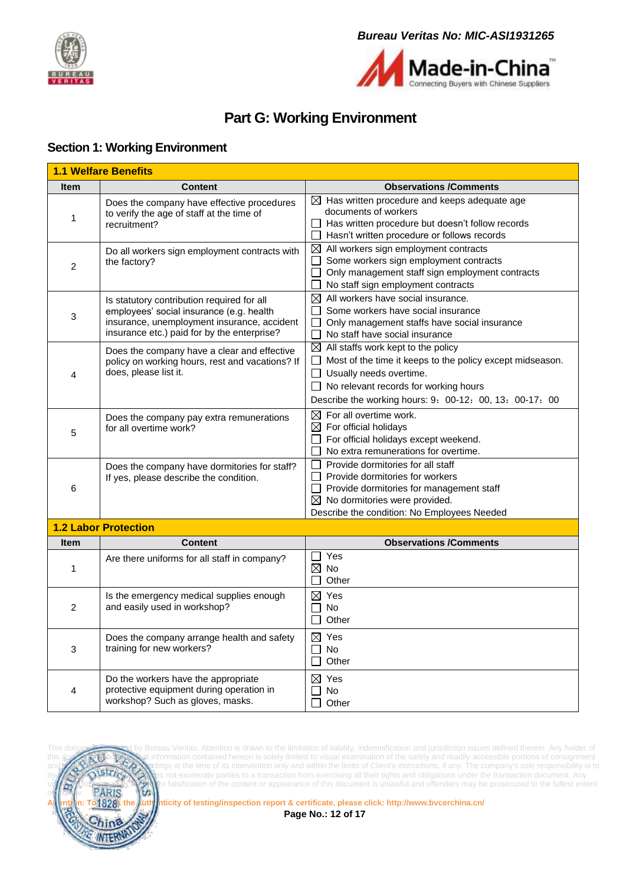# Part G: Working Environment

## Section 1: Working Environment

| **1.1 Welfare Benefits** | | |
|---|---|---|
| **Item** | **Content** | **Observations /Comments** |
| 1 | Does the company have effective procedures to verify the age of staff at the time of recruitment? | ☒ Has written procedure and keeps adequate age documents of workers<br>☐ Has written procedure but doesn't follow records<br>☐ Hasn't written procedure or follows records |
| 2 | Do all workers sign employment contracts with the factory? | ☒ All workers sign employment contracts<br>☐ Some workers sign employment contracts<br>☐ Only management staff sign employment contracts<br>☐ No staff sign employment contracts |
| 3 | Is statutory contribution required for all employees' social insurance (e.g. health insurance, unemployment insurance, accident insurance etc.) paid for by the enterprise? | ☒ All workers have social insurance.<br>☐ Some workers have social insurance<br>☐ Only management staffs have social insurance<br>☐ No staff have social insurance |
| 4 | Does the company have a clear and effective policy on working hours, rest and vacations? If does, please list it. | ☒ All staffs work kept to the policy<br>☐ Most of the time it keeps to the policy except midseason.<br>☐ Usually needs overtime.<br>☐ No relevant records for working hours<br>Describe the working hours: 9：00-12：00, 13：00-17：00 |
| 5 | Does the company pay extra remunerations for all overtime work? | ☒ For all overtime work.<br>☒ For official holidays<br>☐ For official holidays except weekend.<br>☐ No extra remunerations for overtime. |
| 6 | Does the company have dormitories for staff? If yes, please describe the condition. | ☐ Provide dormitories for all staff<br>☐ Provide dormitories for workers<br>☐ Provide dormitories for management staff<br>☒ No dormitories were provided.<br>Describe the condition: No Employees Needed |

| **1.2 Labor Protection** | | |
|---|---|---|
| **Item** | **Content** | **Observations /Comments** |
| 1 | Are there uniforms for all staff in company? | ☐ Yes<br>☒ No<br>☐ Other |
| 2 | Is the emergency medical supplies enough and easily used in workshop? | ☒ Yes<br>☐ No<br>☐ Other |
| 3 | Does the company arrange health and safety training for new workers? | ☒ Yes<br>☐ No<br>☐ Other |
| 4 | Do the workers have the appropriate protective equipment during operation in workshop? Such as gloves, masks. | ☒ Yes<br>☐ No<br>☐ Other |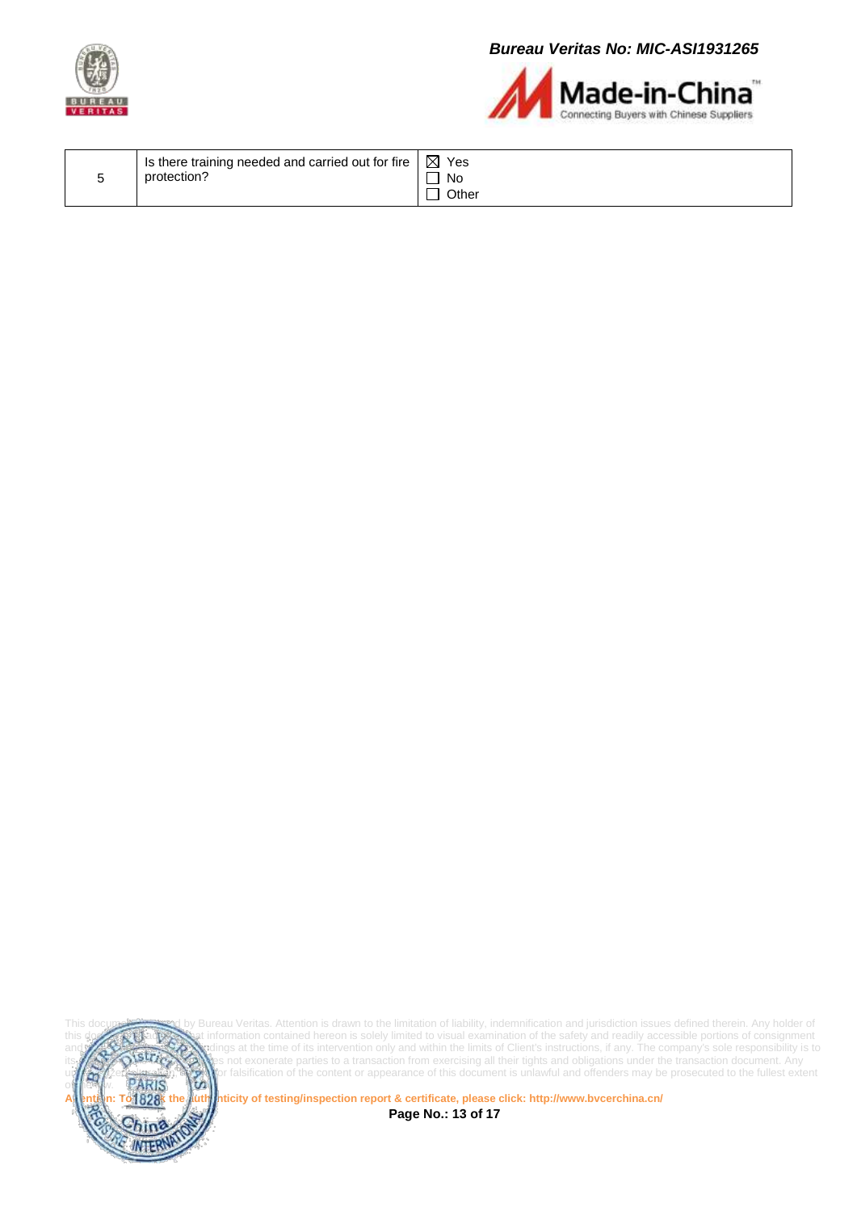| 5 | Is there training needed and carried out for fire protection? | ☒ Yes<br>☐ No<br>☐ Other |
|---|---|---|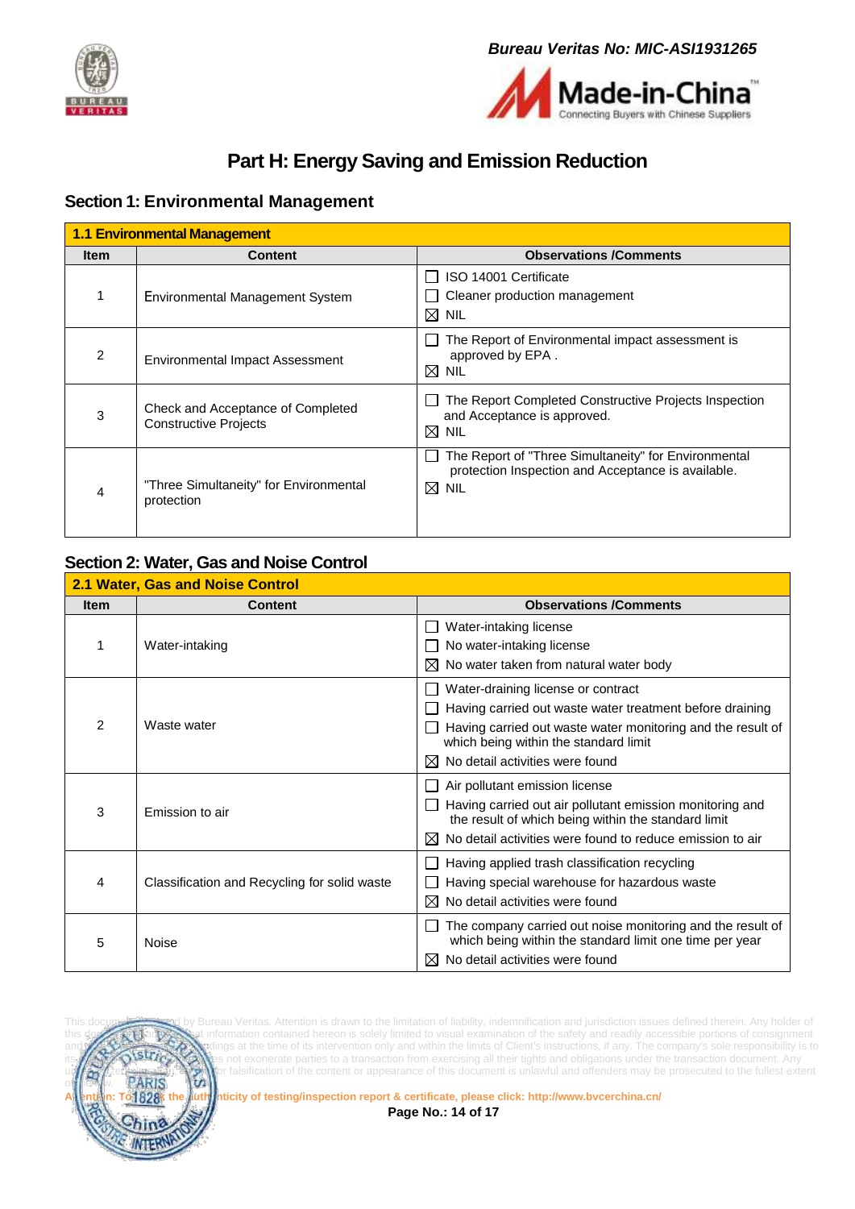# Part H: Energy Saving and Emission Reduction

## Section 1: Environmental Management

| 1.1 Environmental Management | | |
|---|---|---|
| **Item** | **Content** | **Observations /Comments** |
| 1 | Environmental Management System | ☐ ISO 14001 Certificate<br>☐ Cleaner production management<br>☒ NIL |
| 2 | Environmental Impact Assessment | ☐ The Report of Environmental impact assessment is approved by EPA .<br>☒ NIL |
| 3 | Check and Acceptance of Completed Constructive Projects | ☐ The Report Completed Constructive Projects Inspection and Acceptance is approved.<br>☒ NIL |
| 4 | "Three Simultaneity" for Environmental protection | ☐ The Report of "Three Simultaneity" for Environmental protection Inspection and Acceptance is available.<br>☒ NIL |

## Section 2: Water, Gas and Noise Control

| 2.1 Water, Gas and Noise Control | | |
|---|---|---|
| **Item** | **Content** | **Observations /Comments** |
| 1 | Water-intaking | ☐ Water-intaking license<br>☐ No water-intaking license<br>☒ No water taken from natural water body |
| 2 | Waste water | ☐ Water-draining license or contract<br>☐ Having carried out waste water treatment before draining<br>☐ Having carried out waste water monitoring and the result of which being within the standard limit<br>☒ No detail activities were found |
| 3 | Emission to air | ☐ Air pollutant emission license<br>☐ Having carried out air pollutant emission monitoring and the result of which being within the standard limit<br>☒ No detail activities were found to reduce emission to air |
| 4 | Classification and Recycling for solid waste | ☐ Having applied trash classification recycling<br>☐ Having special warehouse for hazardous waste<br>☒ No detail activities were found |
| 5 | Noise | ☐ The company carried out noise monitoring and the result of which being within the standard limit one time per year<br>☒ No detail activities were found |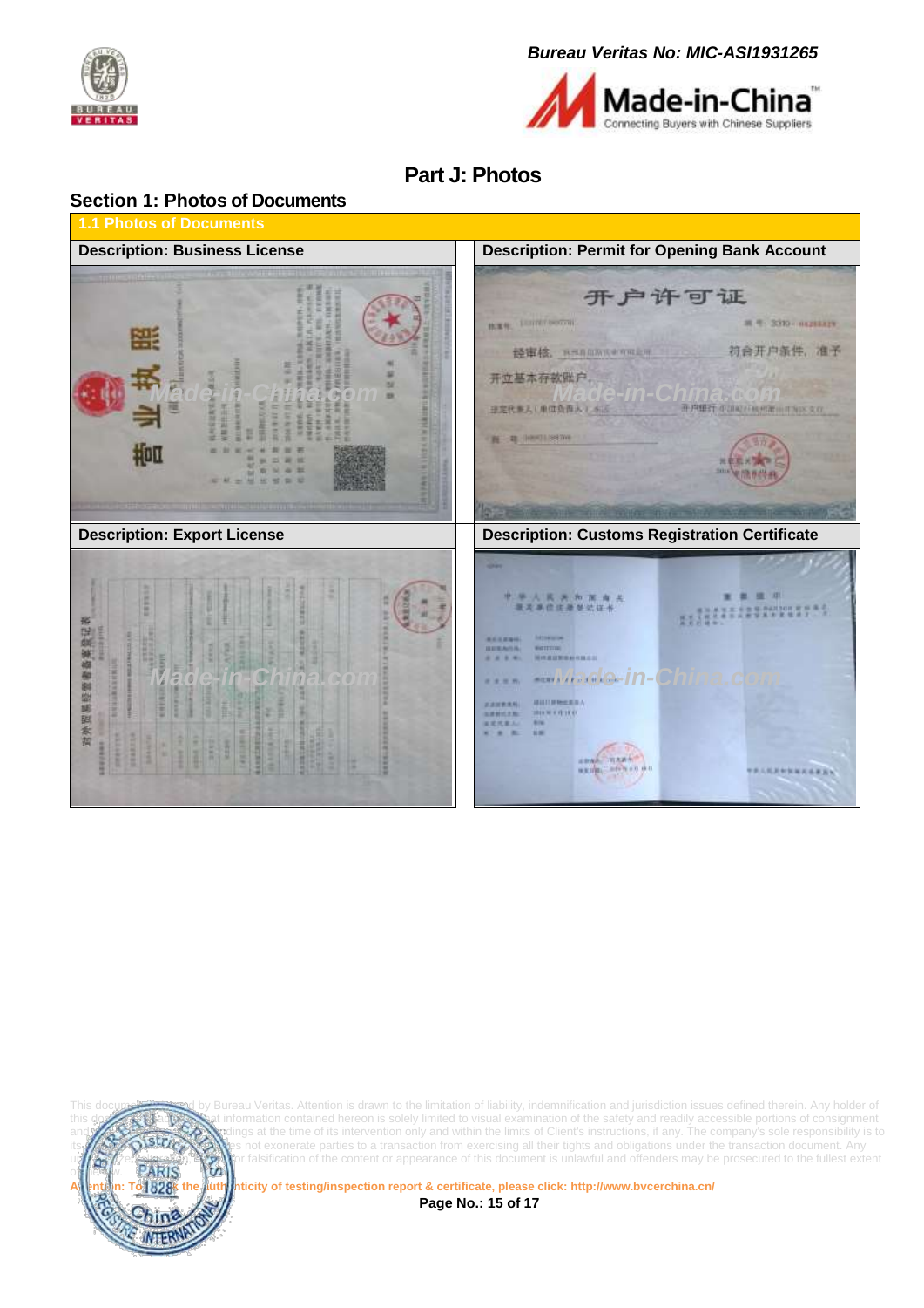Bureau Veritas No: MIC-ASI1931265

# Part J: Photos

## Section 1: Photos of Documents

| 1.1 Photos of Documents | |
|---|---|
| **Description: Business License** | **Description: Permit for Opening Bank Account** |
| **Description: Export License** | **Description: Customs Registration Certificate** |

This document is issued by Bureau Veritas. Attention is drawn to the limitation of liability, indemnification and jurisdiction issues defined therein. Any holder of this document is advised that information contained hereon is solely limited to visual examination of the safety and readily accessible portions of consignment and the findings at the time of its intervention only and within the limits of Client's instructions, if any. The company's sole responsibility is to its Client and this document does not exonerate parties to a transaction from exercising all their rights and obligations under the transaction document. Any unauthorized alteration, forgery or falsification of the content or appearance of this document is unlawful and offenders may be prosecuted to the fullest extent of the law.

Attention: To check the authenticity of testing/inspection report & certificate, please click: http://www.bvcerchina.cn/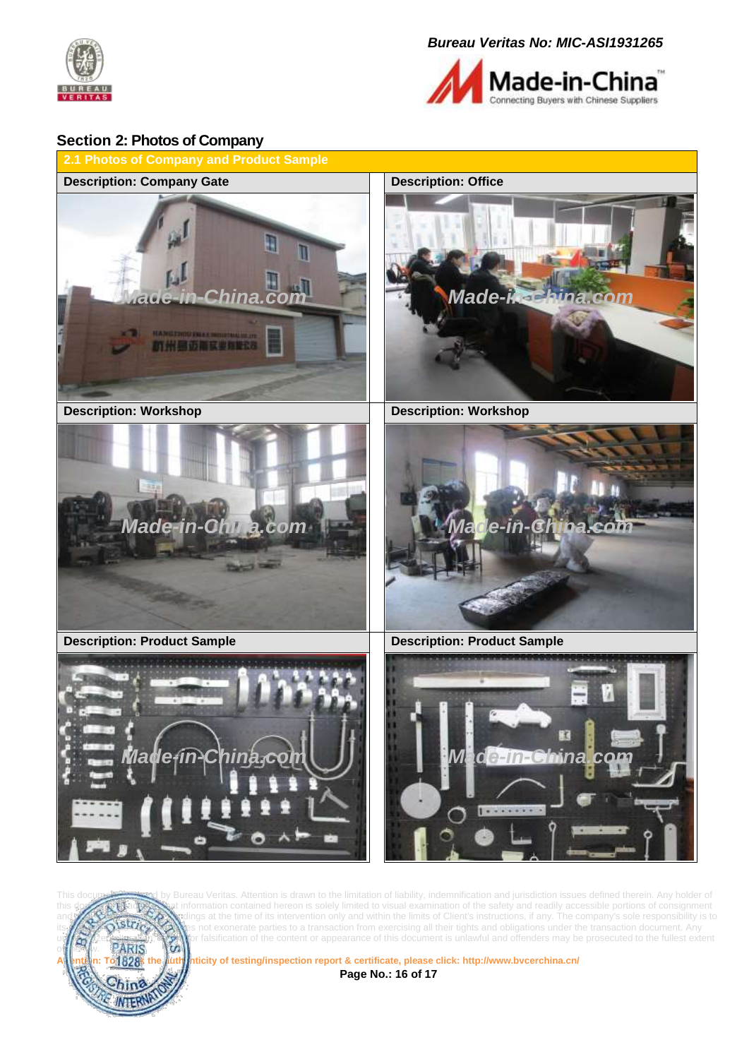## Section 2: Photos of Company

| 2.1 Photos of Company and Product Sample | |
|---|---|
| Description: Company Gate | Description: Office |
| Description: Workshop | Description: Workshop |
| Description: Product Sample | Description: Product Sample |

This document is issued by Bureau Veritas. Attention is drawn to the limitation of liability, indemnification and jurisdiction issues defined therein. Any holder of this document is advised that information contained hereon is solely limited to visual examination of the safety and readily accessible portions of consignment and reflects the findings at the time of its intervention only and within the limits of Client's instructions, if any. The company's sole responsibility is to its Client and this document does not exonerate parties to a transaction from exercising all their rights and obligations under the transaction document. Any unauthorized alteration, forgery or falsification of the content or appearance of this document is unlawful and offenders may be prosecuted to the fullest extent of the law.

Attention: To check the authenticity of testing/inspection report & certificate, please click: http://www.bvcerchina.cn/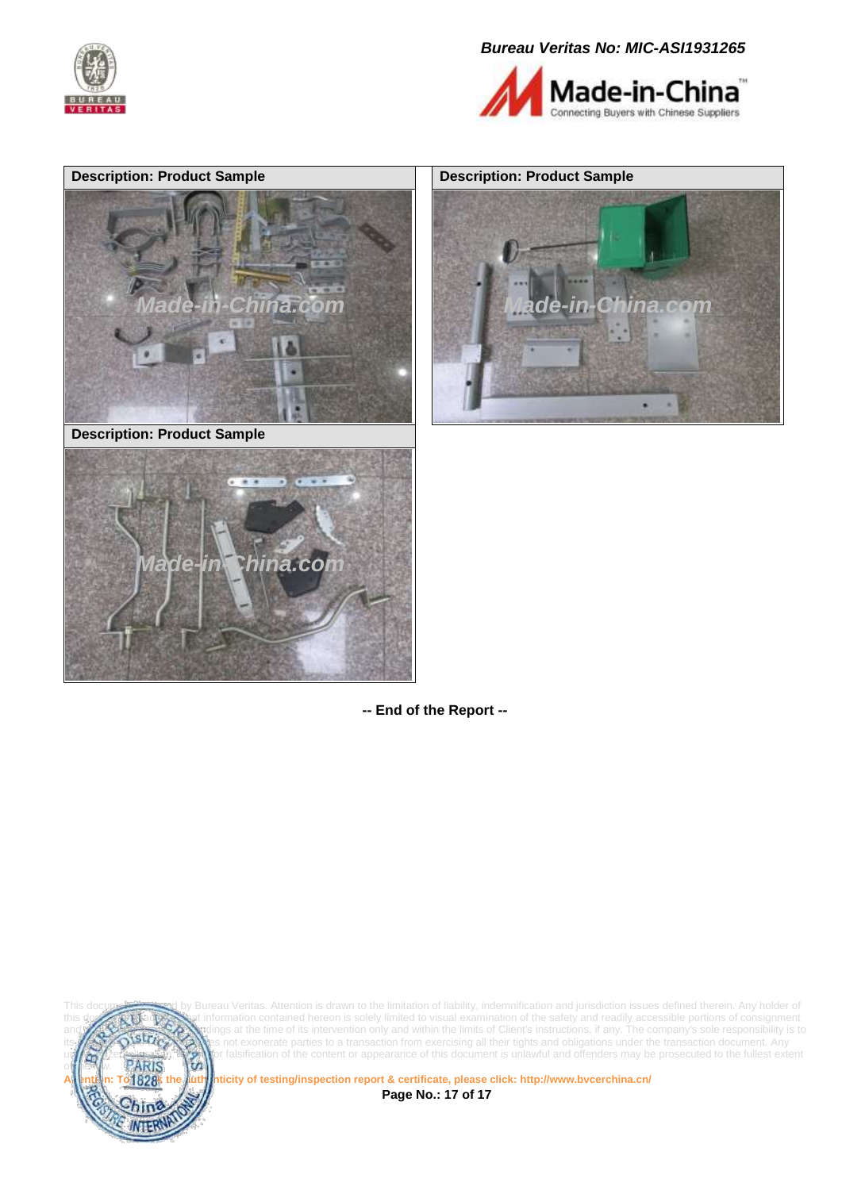| Description: Product Sample | Description: Product Sample |
| --- | --- |
| Description: Product Sample | |

-- End of the Report --

This document is issued by Bureau Veritas. Attention is drawn to the limitation of liability, indemnification and jurisdiction issues defined therein. Any holder of this document is advised that information contained hereon is solely limited to visual examination of the safety and readily accessible portions of consignment and reflects the findings at the time of its intervention only and within the limits of Client's instructions, if any. The company's sole responsibility is to its Client and this document does not exonerate parties to a transaction from exercising all their rights and obligations under the transaction document. Any unauthorized alteration, forgery or falsification of the content or appearance of this document is unlawful and offenders may be prosecuted to the fullest extent of the law.

Attention: To check the authenticity of testing/inspection report & certificate, please click: http://www.bvcerchina.cn/